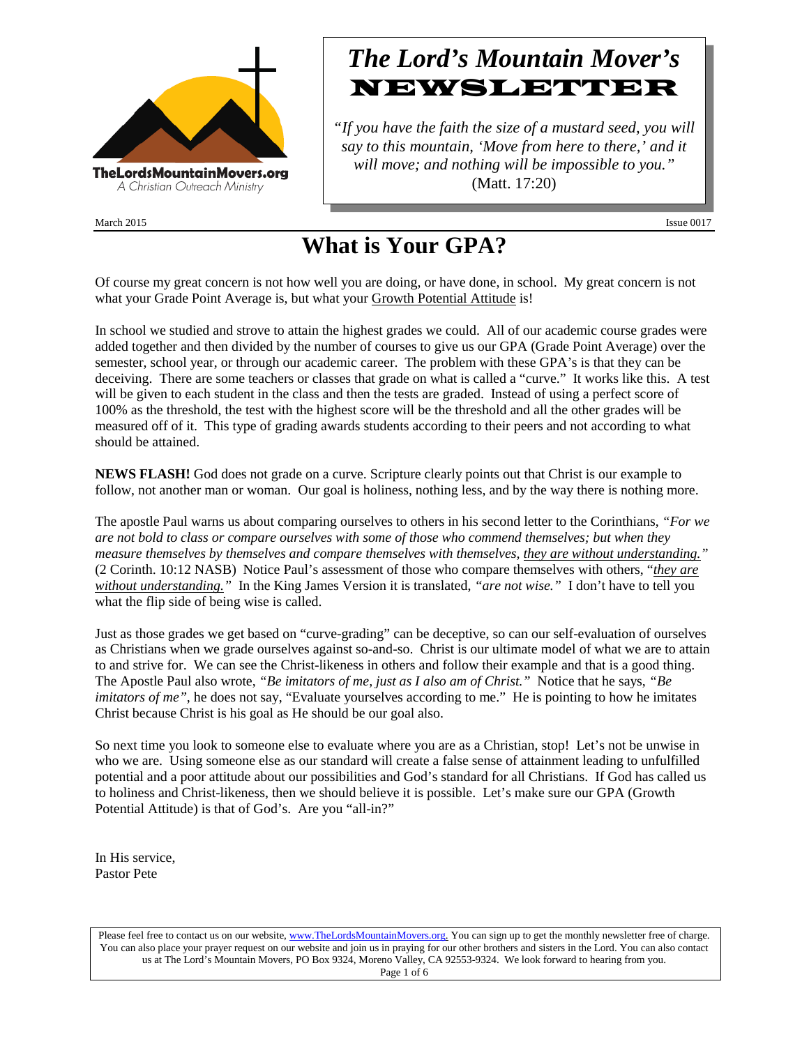TheLordsMountainMovers.org
A Christian Outreach Ministry

# *The Lord's Mountain Mover's* NEWSLETTER

*"If you have the faith the size of a mustard seed, you will say to this mountain, 'Move from here to there,' and it will move; and nothing will be impossible to you."* (Matt. 17:20)

March 2015 Issue 0017

## What is Your GPA?

Of course my great concern is not how well you are doing, or have done, in school. My great concern is not what your Grade Point Average is, but what your Growth Potential Attitude is!

In school we studied and strove to attain the highest grades we could. All of our academic course grades were added together and then divided by the number of courses to give us our GPA (Grade Point Average) over the semester, school year, or through our academic career. The problem with these GPA's is that they can be deceiving. There are some teachers or classes that grade on what is called a "curve." It works like this. A test will be given to each student in the class and then the tests are graded. Instead of using a perfect score of 100% as the threshold, the test with the highest score will be the threshold and all the other grades will be measured off of it. This type of grading awards students according to their peers and not according to what should be attained.

**NEWS FLASH!** God does not grade on a curve. Scripture clearly points out that Christ is our example to follow, not another man or woman. Our goal is holiness, nothing less, and by the way there is nothing more.

The apostle Paul warns us about comparing ourselves to others in his second letter to the Corinthians, *"For we are not bold to class or compare ourselves with some of those who commend themselves; but when they measure themselves by themselves and compare themselves with themselves, they are without understanding."* (2 Corinth. 10:12 NASB) Notice Paul's assessment of those who compare themselves with others, *"they are without understanding."* In the King James Version it is translated, *"are not wise."* I don't have to tell you what the flip side of being wise is called.

Just as those grades we get based on "curve-grading" can be deceptive, so can our self-evaluation of ourselves as Christians when we grade ourselves against so-and-so. Christ is our ultimate model of what we are to attain to and strive for. We can see the Christ-likeness in others and follow their example and that is a good thing. The Apostle Paul also wrote, *"Be imitators of me, just as I also am of Christ."* Notice that he says, *"Be imitators of me"*, he does not say, "Evaluate yourselves according to me." He is pointing to how he imitates Christ because Christ is his goal as He should be our goal also.

So next time you look to someone else to evaluate where you are as a Christian, stop! Let's not be unwise in who we are. Using someone else as our standard will create a false sense of attainment leading to unfulfilled potential and a poor attitude about our possibilities and God's standard for all Christians. If God has called us to holiness and Christ-likeness, then we should believe it is possible. Let's make sure our GPA (Growth Potential Attitude) is that of God's. Are you "all-in?"

In His service,
Pastor Pete

Please feel free to contact us on our website, www.TheLordsMountainMovers.org. You can sign up to get the monthly newsletter free of charge. You can also place your prayer request on our website and join us in praying for our other brothers and sisters in the Lord. You can also contact us at The Lord's Mountain Movers, PO Box 9324, Moreno Valley, CA 92553-9324. We look forward to hearing from you.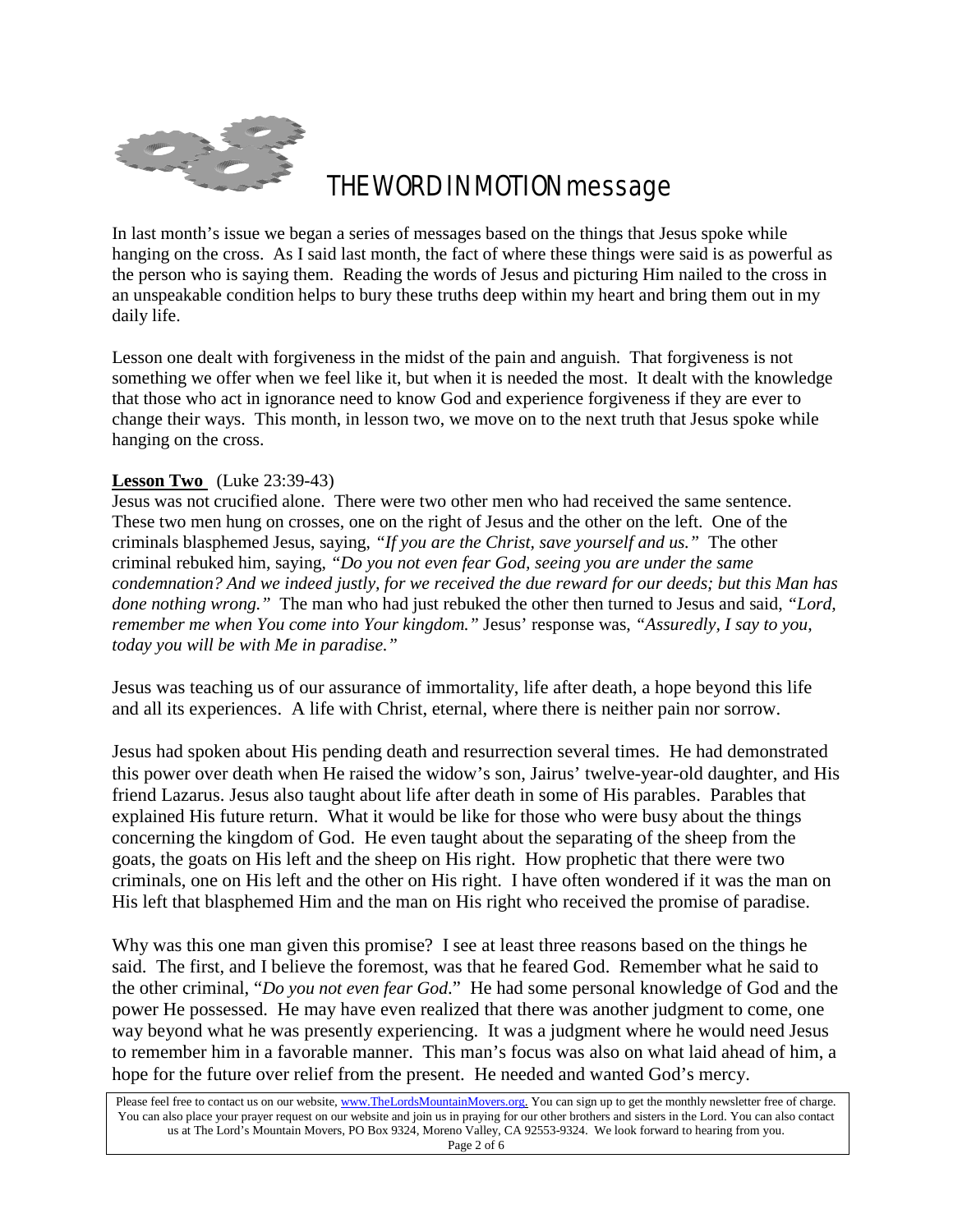## THE WORD IN MOTION message

In last month's issue we began a series of messages based on the things that Jesus spoke while hanging on the cross. As I said last month, the fact of where these things were said is as powerful as the person who is saying them. Reading the words of Jesus and picturing Him nailed to the cross in an unspeakable condition helps to bury these truths deep within my heart and bring them out in my daily life.

Lesson one dealt with forgiveness in the midst of the pain and anguish. That forgiveness is not something we offer when we feel like it, but when it is needed the most. It dealt with the knowledge that those who act in ignorance need to know God and experience forgiveness if they are ever to change their ways. This month, in lesson two, we move on to the next truth that Jesus spoke while hanging on the cross.

**Lesson Two** (Luke 23:39-43)
Jesus was not crucified alone. There were two other men who had received the same sentence. These two men hung on crosses, one on the right of Jesus and the other on the left. One of the criminals blasphemed Jesus, saying, *"If you are the Christ, save yourself and us."* The other criminal rebuked him, saying, *"Do you not even fear God, seeing you are under the same condemnation? And we indeed justly, for we received the due reward for our deeds; but this Man has done nothing wrong."* The man who had just rebuked the other then turned to Jesus and said, *"Lord, remember me when You come into Your kingdom."* Jesus' response was, *"Assuredly, I say to you, today you will be with Me in paradise."*

Jesus was teaching us of our assurance of immortality, life after death, a hope beyond this life and all its experiences. A life with Christ, eternal, where there is neither pain nor sorrow.

Jesus had spoken about His pending death and resurrection several times. He had demonstrated this power over death when He raised the widow's son, Jairus' twelve-year-old daughter, and His friend Lazarus. Jesus also taught about life after death in some of His parables. Parables that explained His future return. What it would be like for those who were busy about the things concerning the kingdom of God. He even taught about the separating of the sheep from the goats, the goats on His left and the sheep on His right. How prophetic that there were two criminals, one on His left and the other on His right. I have often wondered if it was the man on His left that blasphemed Him and the man on His right who received the promise of paradise.

Why was this one man given this promise? I see at least three reasons based on the things he said. The first, and I believe the foremost, was that he feared God. Remember what he said to the other criminal, "*Do you not even fear God*." He had some personal knowledge of God and the power He possessed. He may have even realized that there was another judgment to come, one way beyond what he was presently experiencing. It was a judgment where he would need Jesus to remember him in a favorable manner. This man's focus was also on what laid ahead of him, a hope for the future over relief from the present. He needed and wanted God's mercy.

Please feel free to contact us on our website, www.TheLordsMountainMovers.org. You can sign up to get the monthly newsletter free of charge. You can also place your prayer request on our website and join us in praying for our other brothers and sisters in the Lord. You can also contact us at The Lord's Mountain Movers, PO Box 9324, Moreno Valley, CA 92553-9324. We look forward to hearing from you.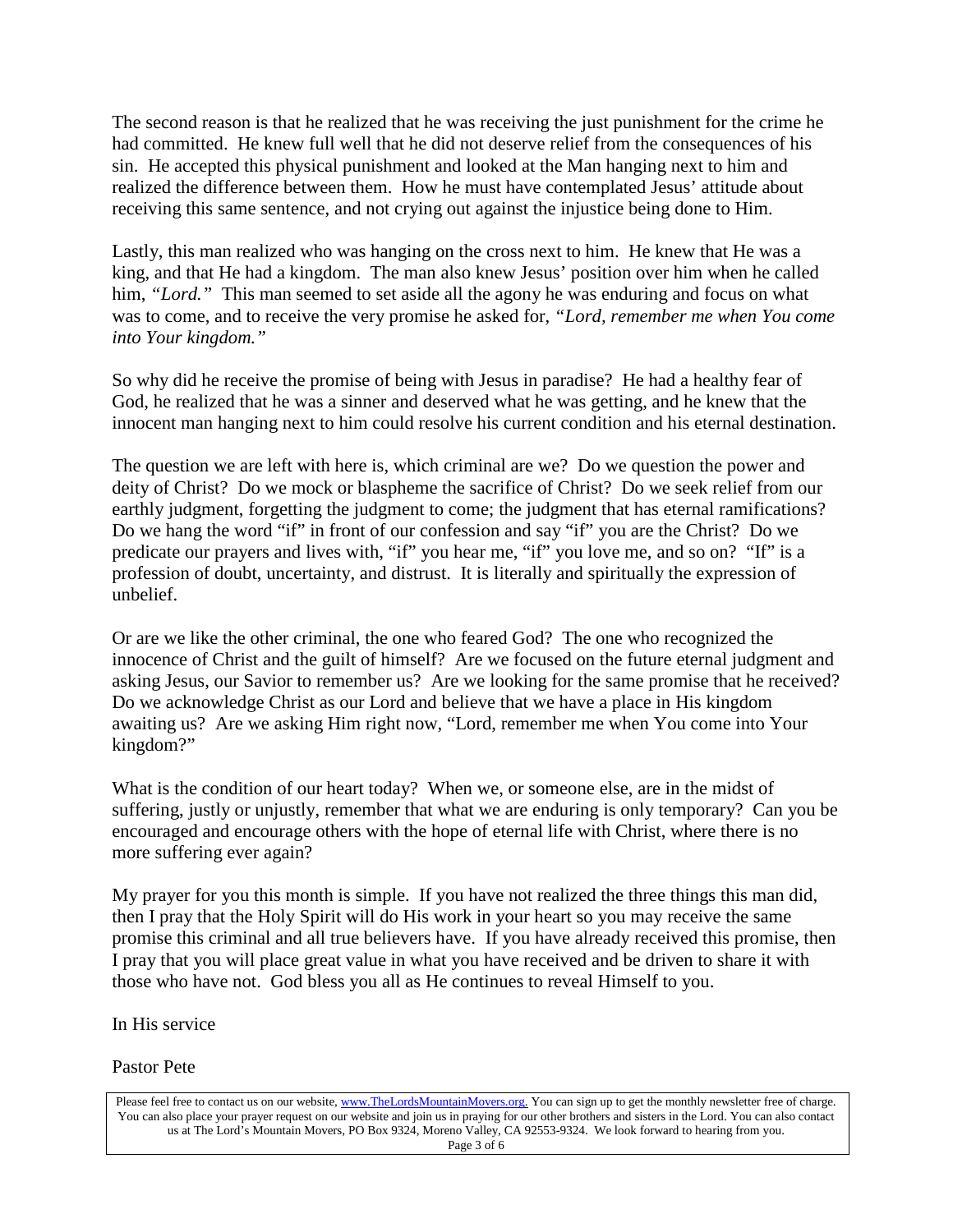The second reason is that he realized that he was receiving the just punishment for the crime he had committed. He knew full well that he did not deserve relief from the consequences of his sin. He accepted this physical punishment and looked at the Man hanging next to him and realized the difference between them. How he must have contemplated Jesus' attitude about receiving this same sentence, and not crying out against the injustice being done to Him.

Lastly, this man realized who was hanging on the cross next to him. He knew that He was a king, and that He had a kingdom. The man also knew Jesus' position over him when he called him, *"Lord."* This man seemed to set aside all the agony he was enduring and focus on what was to come, and to receive the very promise he asked for, *"Lord, remember me when You come into Your kingdom."*

So why did he receive the promise of being with Jesus in paradise? He had a healthy fear of God, he realized that he was a sinner and deserved what he was getting, and he knew that the innocent man hanging next to him could resolve his current condition and his eternal destination.

The question we are left with here is, which criminal are we? Do we question the power and deity of Christ? Do we mock or blaspheme the sacrifice of Christ? Do we seek relief from our earthly judgment, forgetting the judgment to come; the judgment that has eternal ramifications? Do we hang the word "if" in front of our confession and say "if" you are the Christ? Do we predicate our prayers and lives with, "if" you hear me, "if" you love me, and so on? "If" is a profession of doubt, uncertainty, and distrust. It is literally and spiritually the expression of unbelief.

Or are we like the other criminal, the one who feared God? The one who recognized the innocence of Christ and the guilt of himself? Are we focused on the future eternal judgment and asking Jesus, our Savior to remember us? Are we looking for the same promise that he received? Do we acknowledge Christ as our Lord and believe that we have a place in His kingdom awaiting us? Are we asking Him right now, "Lord, remember me when You come into Your kingdom?"

What is the condition of our heart today? When we, or someone else, are in the midst of suffering, justly or unjustly, remember that what we are enduring is only temporary? Can you be encouraged and encourage others with the hope of eternal life with Christ, where there is no more suffering ever again?

My prayer for you this month is simple. If you have not realized the three things this man did, then I pray that the Holy Spirit will do His work in your heart so you may receive the same promise this criminal and all true believers have. If you have already received this promise, then I pray that you will place great value in what you have received and be driven to share it with those who have not. God bless you all as He continues to reveal Himself to you.

In His service

Pastor Pete

Please feel free to contact us on our website, www.TheLordsMountainMovers.org. You can sign up to get the monthly newsletter free of charge. You can also place your prayer request on our website and join us in praying for our other brothers and sisters in the Lord. You can also contact us at The Lord's Mountain Movers, PO Box 9324, Moreno Valley, CA 92553-9324. We look forward to hearing from you.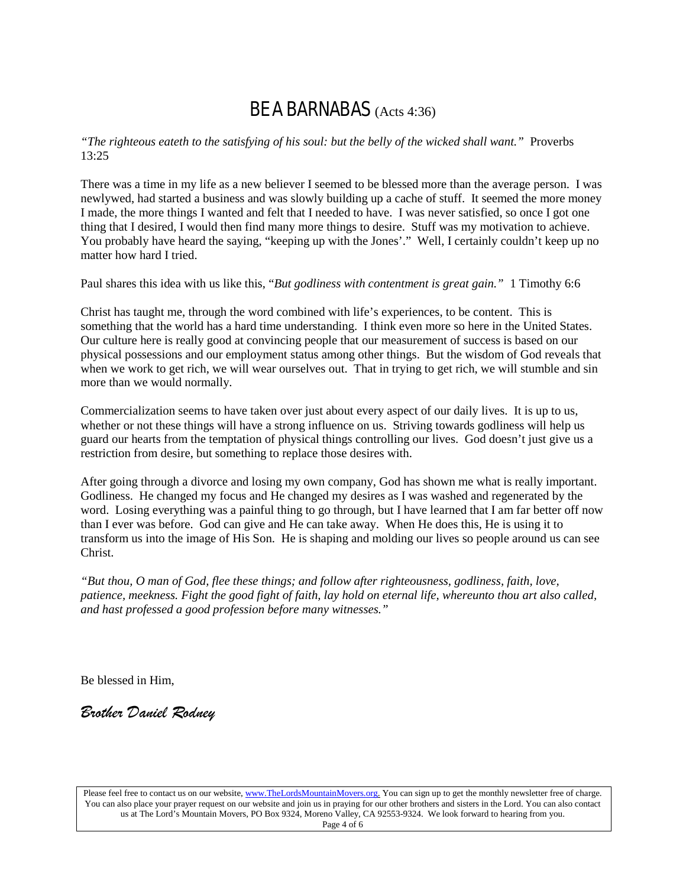# BE A BARNABAS (Acts 4:36)

*"The righteous eateth to the satisfying of his soul: but the belly of the wicked shall want."* Proverbs 13:25

There was a time in my life as a new believer I seemed to be blessed more than the average person. I was newlywed, had started a business and was slowly building up a cache of stuff. It seemed the more money I made, the more things I wanted and felt that I needed to have. I was never satisfied, so once I got one thing that I desired, I would then find many more things to desire. Stuff was my motivation to achieve. You probably have heard the saying, "keeping up with the Jones'." Well, I certainly couldn't keep up no matter how hard I tried.

Paul shares this idea with us like this, "*But godliness with contentment is great gain."* 1 Timothy 6:6

Christ has taught me, through the word combined with life's experiences, to be content. This is something that the world has a hard time understanding. I think even more so here in the United States. Our culture here is really good at convincing people that our measurement of success is based on our physical possessions and our employment status among other things. But the wisdom of God reveals that when we work to get rich, we will wear ourselves out. That in trying to get rich, we will stumble and sin more than we would normally.

Commercialization seems to have taken over just about every aspect of our daily lives. It is up to us, whether or not these things will have a strong influence on us. Striving towards godliness will help us guard our hearts from the temptation of physical things controlling our lives. God doesn't just give us a restriction from desire, but something to replace those desires with.

After going through a divorce and losing my own company, God has shown me what is really important. Godliness. He changed my focus and He changed my desires as I was washed and regenerated by the word. Losing everything was a painful thing to go through, but I have learned that I am far better off now than I ever was before. God can give and He can take away. When He does this, He is using it to transform us into the image of His Son. He is shaping and molding our lives so people around us can see Christ.

*"But thou, O man of God, flee these things; and follow after righteousness, godliness, faith, love, patience, meekness. Fight the good fight of faith, lay hold on eternal life, whereunto thou art also called, and hast professed a good profession before many witnesses."*

Be blessed in Him,

*Brother Daniel Rodney*

Please feel free to contact us on our website, www.TheLordsMountainMovers.org. You can sign up to get the monthly newsletter free of charge. You can also place your prayer request on our website and join us in praying for our other brothers and sisters in the Lord. You can also contact us at The Lord's Mountain Movers, PO Box 9324, Moreno Valley, CA 92553-9324. We look forward to hearing from you.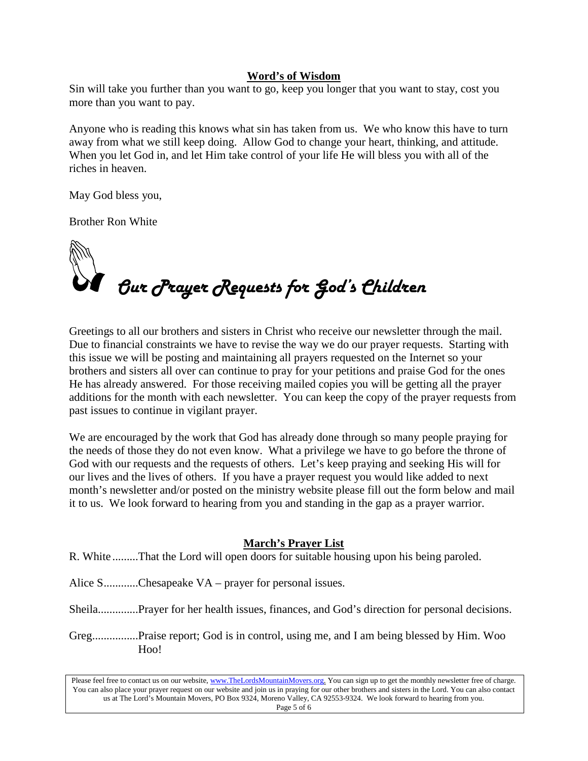## Word's of Wisdom

Sin will take you further than you want to go, keep you longer that you want to stay, cost you more than you want to pay.

Anyone who is reading this knows what sin has taken from us. We who know this have to turn away from what we still keep doing. Allow God to change your heart, thinking, and attitude. When you let God in, and let Him take control of your life He will bless you with all of the riches in heaven.

May God bless you,

Brother Ron White

# *Our Prayer Requests for God's Children*

Greetings to all our brothers and sisters in Christ who receive our newsletter through the mail. Due to financial constraints we have to revise the way we do our prayer requests. Starting with this issue we will be posting and maintaining all prayers requested on the Internet so your brothers and sisters all over can continue to pray for your petitions and praise God for the ones He has already answered. For those receiving mailed copies you will be getting all the prayer additions for the month with each newsletter. You can keep the copy of the prayer requests from past issues to continue in vigilant prayer.

We are encouraged by the work that God has already done through so many people praying for the needs of those they do not even know. What a privilege we have to go before the throne of God with our requests and the requests of others. Let's keep praying and seeking His will for our lives and the lives of others. If you have a prayer request you would like added to next month's newsletter and/or posted on the ministry website please fill out the form below and mail it to us. We look forward to hearing from you and standing in the gap as a prayer warrior.

## March's Prayer List

R. White .........That the Lord will open doors for suitable housing upon his being paroled.

Alice S............Chesapeake VA – prayer for personal issues.

Sheila..............Prayer for her health issues, finances, and God's direction for personal decisions.

Greg................Praise report; God is in control, using me, and I am being blessed by Him. Woo Hoo!

Please feel free to contact us on our website, www.TheLordsMountainMovers.org. You can sign up to get the monthly newsletter free of charge. You can also place your prayer request on our website and join us in praying for our other brothers and sisters in the Lord. You can also contact us at The Lord's Mountain Movers, PO Box 9324, Moreno Valley, CA 92553-9324. We look forward to hearing from you.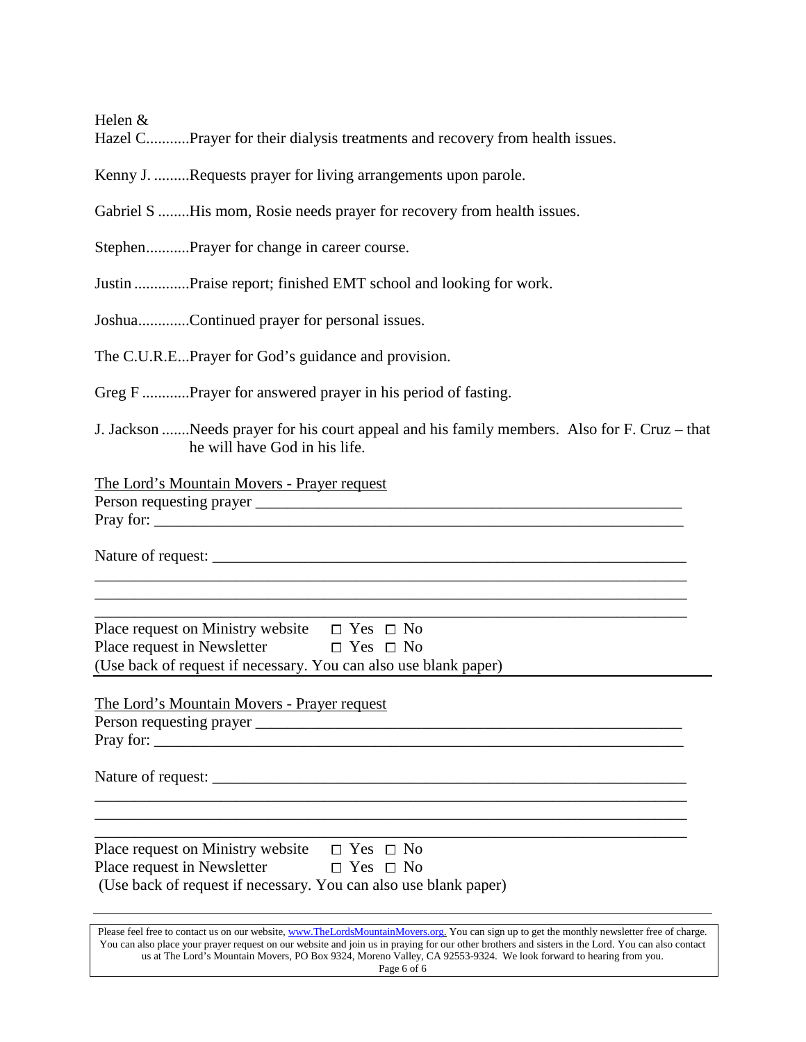Helen &
Hazel C...........Prayer for their dialysis treatments and recovery from health issues.

Kenny J. .........Requests prayer for living arrangements upon parole.

Gabriel S ........His mom, Rosie needs prayer for recovery from health issues.

Stephen...........Prayer for change in career course.

Justin ..............Praise report; finished EMT school and looking for work.

Joshua.............Continued prayer for personal issues.

The C.U.R.E...Prayer for God's guidance and provision.

Greg F ............Prayer for answered prayer in his period of fasting.

J. Jackson .......Needs prayer for his court appeal and his family members. Also for F. Cruz – that he will have God in his life.

The Lord's Mountain Movers - Prayer request
Person requesting prayer ___________________________________________________________
Pray for: ____________________________________________________________________

Nature of request: ______________________________________________________________
_____________________________________________________________________________
_____________________________________________________________________________
_____________________________________________________________________________

Place request on Ministry website ☐ Yes ☐ No
Place request in Newsletter ☐ Yes ☐ No
(Use back of request if necessary. You can also use blank paper)

The Lord's Mountain Movers - Prayer request
Person requesting prayer ___________________________________________________________
Pray for: ____________________________________________________________________

Nature of request: ______________________________________________________________
_____________________________________________________________________________
_____________________________________________________________________________
_____________________________________________________________________________

Place request on Ministry website ☐ Yes ☐ No
Place request in Newsletter ☐ Yes ☐ No
(Use back of request if necessary. You can also use blank paper)

Please feel free to contact us on our website, www.TheLordsMountainMovers.org. You can sign up to get the monthly newsletter free of charge. You can also place your prayer request on our website and join us in praying for our other brothers and sisters in the Lord. You can also contact us at The Lord's Mountain Movers, PO Box 9324, Moreno Valley, CA 92553-9324. We look forward to hearing from you.